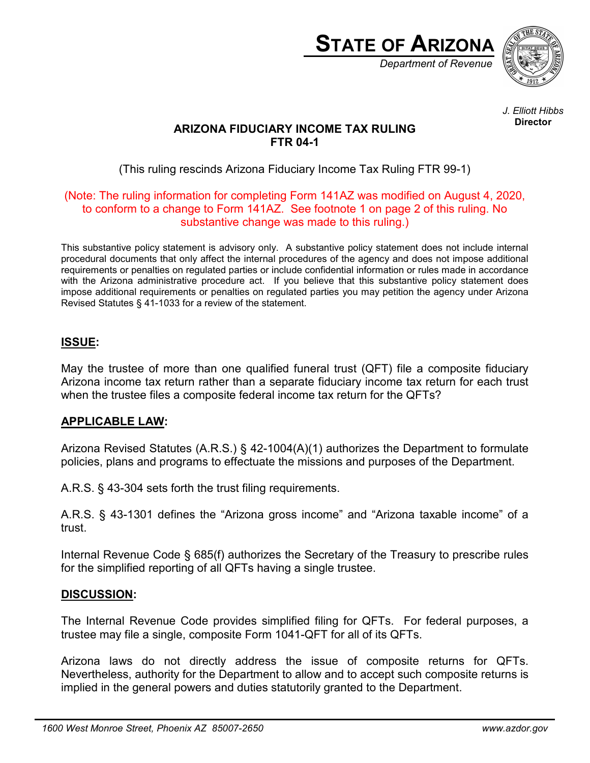# STATE OF ARIZONA

*Department of Revenue*

*J. Elliott Hibbs*
**Director**

## ARIZONA FIDUCIARY INCOME TAX RULING
## FTR 04-1

(This ruling rescinds Arizona Fiduciary Income Tax Ruling FTR 99-1)

(Note: The ruling information for completing Form 141AZ was modified on August 4, 2020, to conform to a change to Form 141AZ. See footnote 1 on page 2 of this ruling. No substantive change was made to this ruling.)

This substantive policy statement is advisory only. A substantive policy statement does not include internal procedural documents that only affect the internal procedures of the agency and does not impose additional requirements or penalties on regulated parties or include confidential information or rules made in accordance with the Arizona administrative procedure act. If you believe that this substantive policy statement does impose additional requirements or penalties on regulated parties you may petition the agency under Arizona Revised Statutes § 41-1033 for a review of the statement.

### ISSUE:

May the trustee of more than one qualified funeral trust (QFT) file a composite fiduciary Arizona income tax return rather than a separate fiduciary income tax return for each trust when the trustee files a composite federal income tax return for the QFTs?

### APPLICABLE LAW:

Arizona Revised Statutes (A.R.S.) § 42-1004(A)(1) authorizes the Department to formulate policies, plans and programs to effectuate the missions and purposes of the Department.

A.R.S. § 43-304 sets forth the trust filing requirements.

A.R.S. § 43-1301 defines the "Arizona gross income" and "Arizona taxable income" of a trust.

Internal Revenue Code § 685(f) authorizes the Secretary of the Treasury to prescribe rules for the simplified reporting of all QFTs having a single trustee.

### DISCUSSION:

The Internal Revenue Code provides simplified filing for QFTs. For federal purposes, a trustee may file a single, composite Form 1041-QFT for all of its QFTs.

Arizona laws do not directly address the issue of composite returns for QFTs. Nevertheless, authority for the Department to allow and to accept such composite returns is implied in the general powers and duties statutorily granted to the Department.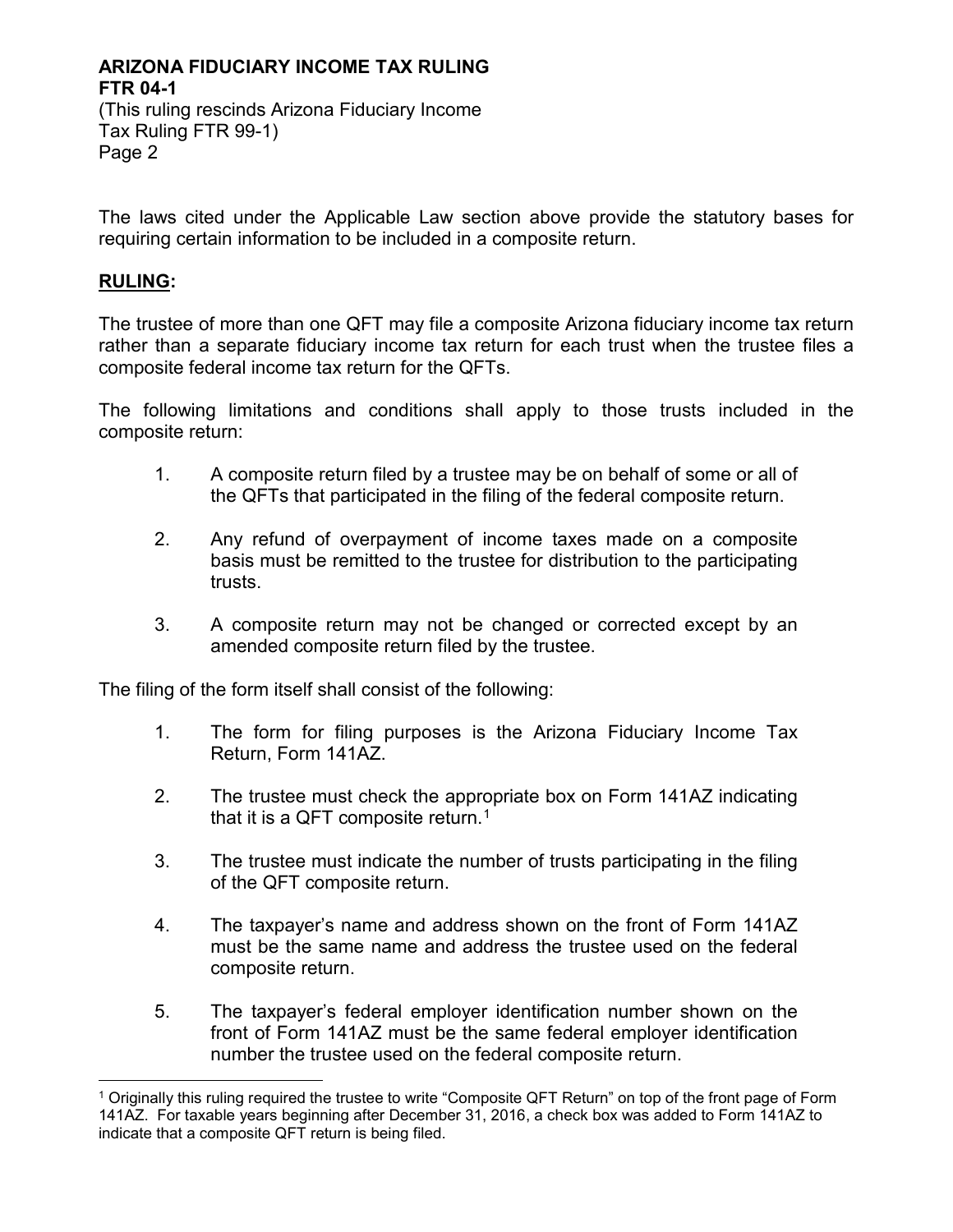The laws cited under the Applicable Law section above provide the statutory bases for requiring certain information to be included in a composite return.

## RULING:

The trustee of more than one QFT may file a composite Arizona fiduciary income tax return rather than a separate fiduciary income tax return for each trust when the trustee files a composite federal income tax return for the QFTs.

The following limitations and conditions shall apply to those trusts included in the composite return:

1. A composite return filed by a trustee may be on behalf of some or all of the QFTs that participated in the filing of the federal composite return.

2. Any refund of overpayment of income taxes made on a composite basis must be remitted to the trustee for distribution to the participating trusts.

3. A composite return may not be changed or corrected except by an amended composite return filed by the trustee.

The filing of the form itself shall consist of the following:

1. The form for filing purposes is the Arizona Fiduciary Income Tax Return, Form 141AZ.

2. The trustee must check the appropriate box on Form 141AZ indicating that it is a QFT composite return.[1]

3. The trustee must indicate the number of trusts participating in the filing of the QFT composite return.

4. The taxpayer's name and address shown on the front of Form 141AZ must be the same name and address the trustee used on the federal composite return.

5. The taxpayer's federal employer identification number shown on the front of Form 141AZ must be the same federal employer identification number the trustee used on the federal composite return.

---

[1] Originally this ruling required the trustee to write "Composite QFT Return" on top of the front page of Form 141AZ. For taxable years beginning after December 31, 2016, a check box was added to Form 141AZ to indicate that a composite QFT return is being filed.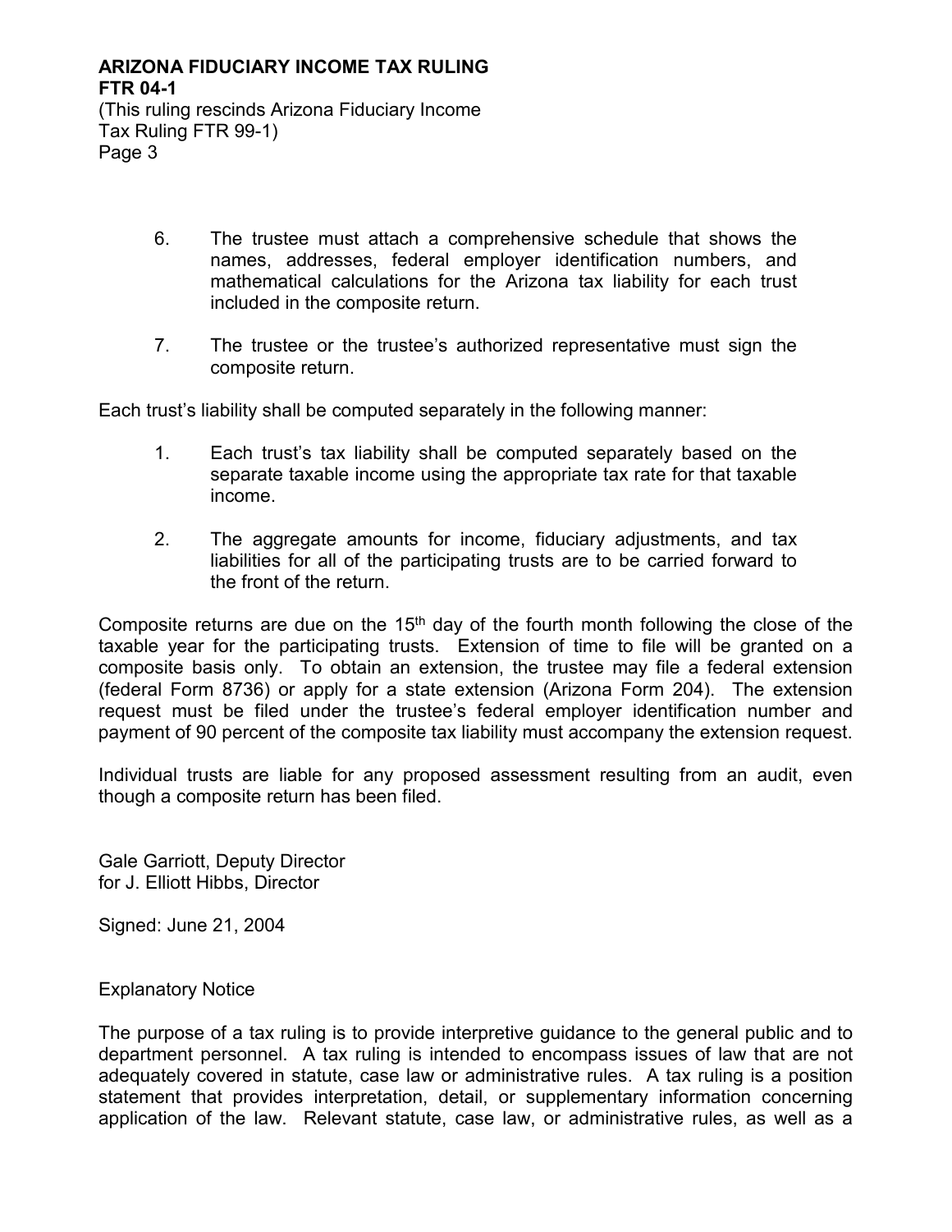6. The trustee must attach a comprehensive schedule that shows the names, addresses, federal employer identification numbers, and mathematical calculations for the Arizona tax liability for each trust included in the composite return.

7. The trustee or the trustee's authorized representative must sign the composite return.

Each trust's liability shall be computed separately in the following manner:

1. Each trust's tax liability shall be computed separately based on the separate taxable income using the appropriate tax rate for that taxable income.

2. The aggregate amounts for income, fiduciary adjustments, and tax liabilities for all of the participating trusts are to be carried forward to the front of the return.

Composite returns are due on the 15th day of the fourth month following the close of the taxable year for the participating trusts. Extension of time to file will be granted on a composite basis only. To obtain an extension, the trustee may file a federal extension (federal Form 8736) or apply for a state extension (Arizona Form 204). The extension request must be filed under the trustee's federal employer identification number and payment of 90 percent of the composite tax liability must accompany the extension request.

Individual trusts are liable for any proposed assessment resulting from an audit, even though a composite return has been filed.

Gale Garriott, Deputy Director
for J. Elliott Hibbs, Director

Signed: June 21, 2004

Explanatory Notice

The purpose of a tax ruling is to provide interpretive guidance to the general public and to department personnel. A tax ruling is intended to encompass issues of law that are not adequately covered in statute, case law or administrative rules. A tax ruling is a position statement that provides interpretation, detail, or supplementary information concerning application of the law. Relevant statute, case law, or administrative rules, as well as a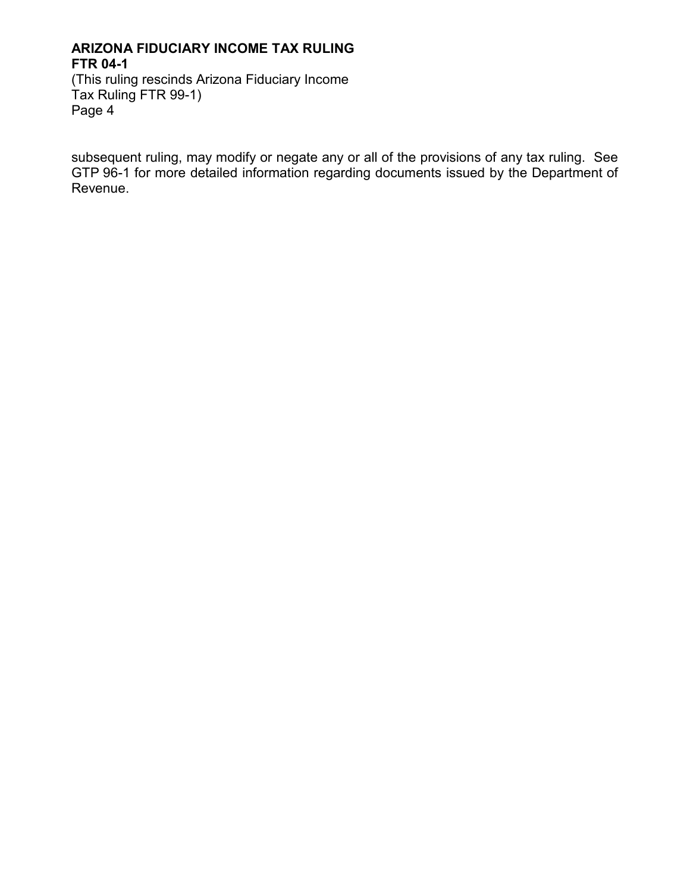subsequent ruling, may modify or negate any or all of the provisions of any tax ruling. See GTP 96-1 for more detailed information regarding documents issued by the Department of Revenue.